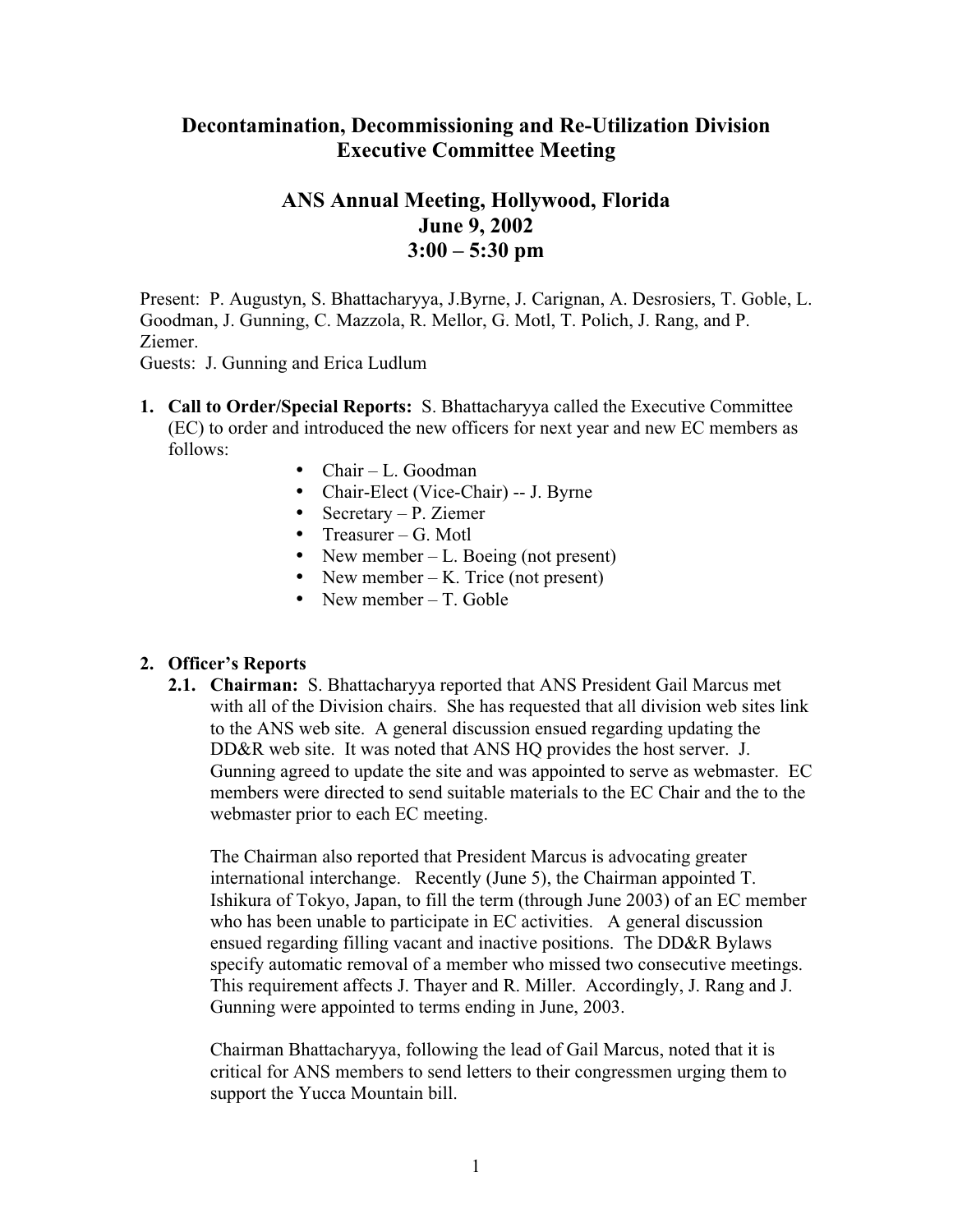# Decontamination, Decommissioning and Re-Utilization Division Executive Committee Meeting

## ANS Annual Meeting, Hollywood, Florida
## June 9, 2002
## 3:00 – 5:30 pm

Present: P. Augustyn, S. Bhattacharyya, J.Byrne, J. Carignan, A. Desrosiers, T. Goble, L. Goodman, J. Gunning, C. Mazzola, R. Mellor, G. Motl, T. Polich, J. Rang, and P. Ziemer.
Guests: J. Gunning and Erica Ludlum

1. **Call to Order/Special Reports:** S. Bhattacharyya called the Executive Committee (EC) to order and introduced the new officers for next year and new EC members as follows:
   - Chair – L. Goodman
   - Chair-Elect (Vice-Chair) -- J. Byrne
   - Secretary – P. Ziemer
   - Treasurer – G. Motl
   - New member – L. Boeing (not present)
   - New member – K. Trice (not present)
   - New member – T. Goble

2. **Officer's Reports**
   
   2.1. **Chairman:** S. Bhattacharyya reported that ANS President Gail Marcus met with all of the Division chairs. She has requested that all division web sites link to the ANS web site. A general discussion ensued regarding updating the DD&R web site. It was noted that ANS HQ provides the host server. J. Gunning agreed to update the site and was appointed to serve as webmaster. EC members were directed to send suitable materials to the EC Chair and the to the webmaster prior to each EC meeting.

   The Chairman also reported that President Marcus is advocating greater international interchange. Recently (June 5), the Chairman appointed T. Ishikura of Tokyo, Japan, to fill the term (through June 2003) of an EC member who has been unable to participate in EC activities. A general discussion ensued regarding filling vacant and inactive positions. The DD&R Bylaws specify automatic removal of a member who missed two consecutive meetings. This requirement affects J. Thayer and R. Miller. Accordingly, J. Rang and J. Gunning were appointed to terms ending in June, 2003.

   Chairman Bhattacharyya, following the lead of Gail Marcus, noted that it is critical for ANS members to send letters to their congressmen urging them to support the Yucca Mountain bill.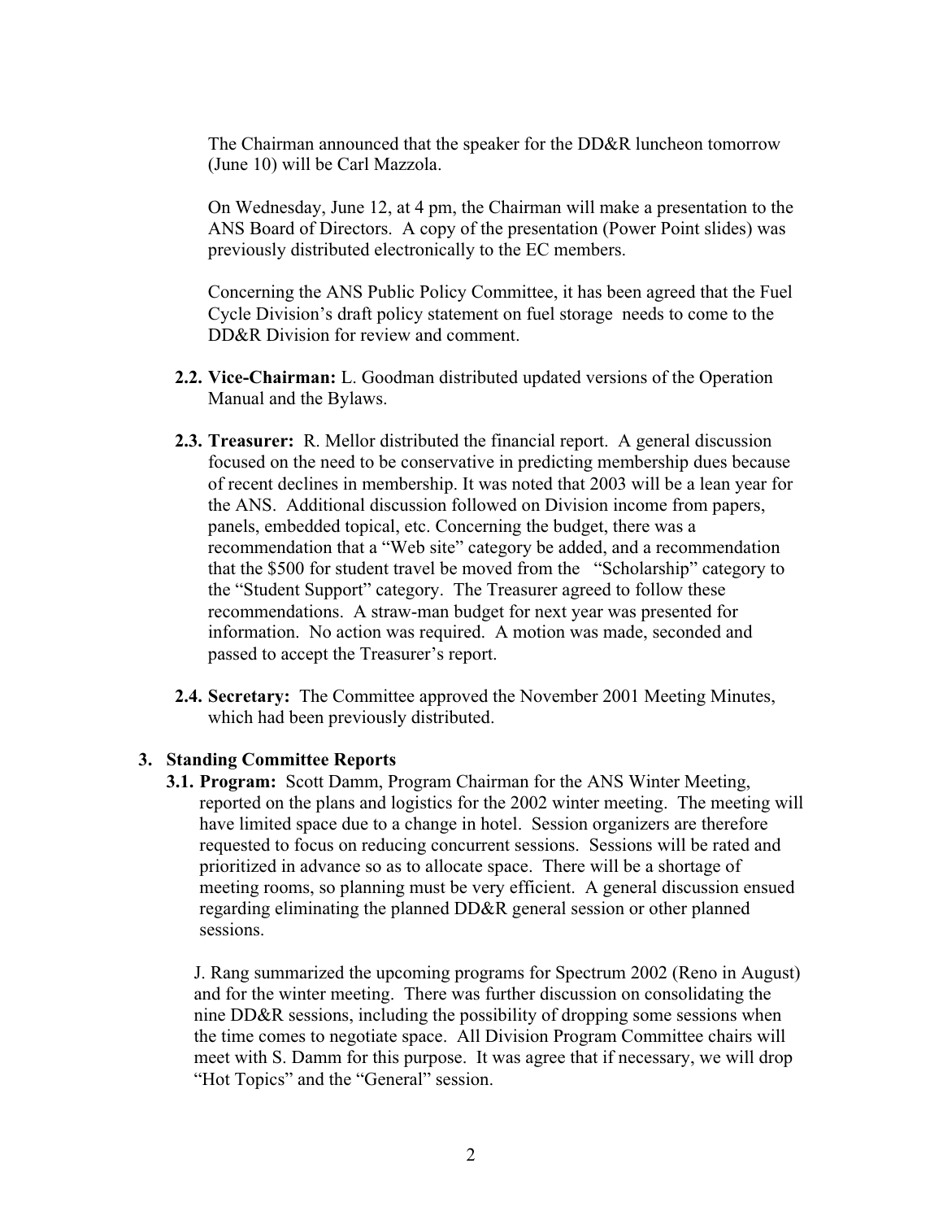The Chairman announced that the speaker for the DD&R luncheon tomorrow (June 10) will be Carl Mazzola.

On Wednesday, June 12, at 4 pm, the Chairman will make a presentation to the ANS Board of Directors. A copy of the presentation (Power Point slides) was previously distributed electronically to the EC members.

Concerning the ANS Public Policy Committee, it has been agreed that the Fuel Cycle Division's draft policy statement on fuel storage needs to come to the DD&R Division for review and comment.

**2.2. Vice-Chairman:** L. Goodman distributed updated versions of the Operation Manual and the Bylaws.

**2.3. Treasurer:** R. Mellor distributed the financial report. A general discussion focused on the need to be conservative in predicting membership dues because of recent declines in membership. It was noted that 2003 will be a lean year for the ANS. Additional discussion followed on Division income from papers, panels, embedded topical, etc. Concerning the budget, there was a recommendation that a "Web site" category be added, and a recommendation that the $500 for student travel be moved from the "Scholarship" category to the "Student Support" category. The Treasurer agreed to follow these recommendations. A straw-man budget for next year was presented for information. No action was required. A motion was made, seconded and passed to accept the Treasurer's report.

**2.4. Secretary:** The Committee approved the November 2001 Meeting Minutes, which had been previously distributed.

## 3. Standing Committee Reports

**3.1. Program:** Scott Damm, Program Chairman for the ANS Winter Meeting, reported on the plans and logistics for the 2002 winter meeting. The meeting will have limited space due to a change in hotel. Session organizers are therefore requested to focus on reducing concurrent sessions. Sessions will be rated and prioritized in advance so as to allocate space. There will be a shortage of meeting rooms, so planning must be very efficient. A general discussion ensued regarding eliminating the planned DD&R general session or other planned sessions.

J. Rang summarized the upcoming programs for Spectrum 2002 (Reno in August) and for the winter meeting. There was further discussion on consolidating the nine DD&R sessions, including the possibility of dropping some sessions when the time comes to negotiate space. All Division Program Committee chairs will meet with S. Damm for this purpose. It was agree that if necessary, we will drop "Hot Topics" and the "General" session.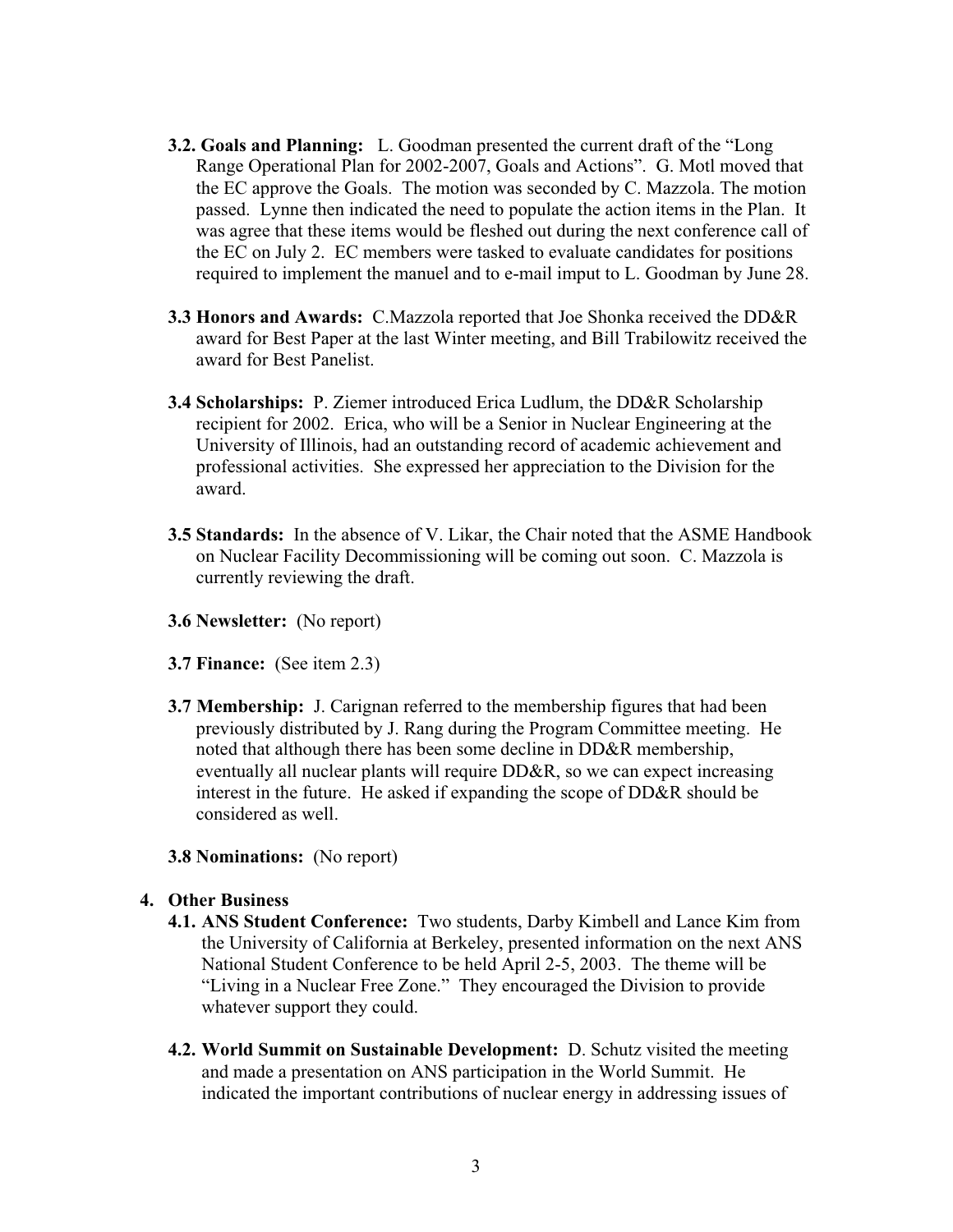**3.2. Goals and Planning:** L. Goodman presented the current draft of the "Long Range Operational Plan for 2002-2007, Goals and Actions". G. Motl moved that the EC approve the Goals. The motion was seconded by C. Mazzola. The motion passed. Lynne then indicated the need to populate the action items in the Plan. It was agree that these items would be fleshed out during the next conference call of the EC on July 2. EC members were tasked to evaluate candidates for positions required to implement the manuel and to e-mail imput to L. Goodman by June 28.

**3.3 Honors and Awards:** C.Mazzola reported that Joe Shonka received the DD&R award for Best Paper at the last Winter meeting, and Bill Trabilowitz received the award for Best Panelist.

**3.4 Scholarships:** P. Ziemer introduced Erica Ludlum, the DD&R Scholarship recipient for 2002. Erica, who will be a Senior in Nuclear Engineering at the University of Illinois, had an outstanding record of academic achievement and professional activities. She expressed her appreciation to the Division for the award.

**3.5 Standards:** In the absence of V. Likar, the Chair noted that the ASME Handbook on Nuclear Facility Decommissioning will be coming out soon. C. Mazzola is currently reviewing the draft.

**3.6 Newsletter:** (No report)

**3.7 Finance:** (See item 2.3)

**3.7 Membership:** J. Carignan referred to the membership figures that had been previously distributed by J. Rang during the Program Committee meeting. He noted that although there has been some decline in DD&R membership, eventually all nuclear plants will require DD&R, so we can expect increasing interest in the future. He asked if expanding the scope of DD&R should be considered as well.

**3.8 Nominations:** (No report)

**4. Other Business**

**4.1. ANS Student Conference:** Two students, Darby Kimbell and Lance Kim from the University of California at Berkeley, presented information on the next ANS National Student Conference to be held April 2-5, 2003. The theme will be "Living in a Nuclear Free Zone." They encouraged the Division to provide whatever support they could.

**4.2. World Summit on Sustainable Development:** D. Schutz visited the meeting and made a presentation on ANS participation in the World Summit. He indicated the important contributions of nuclear energy in addressing issues of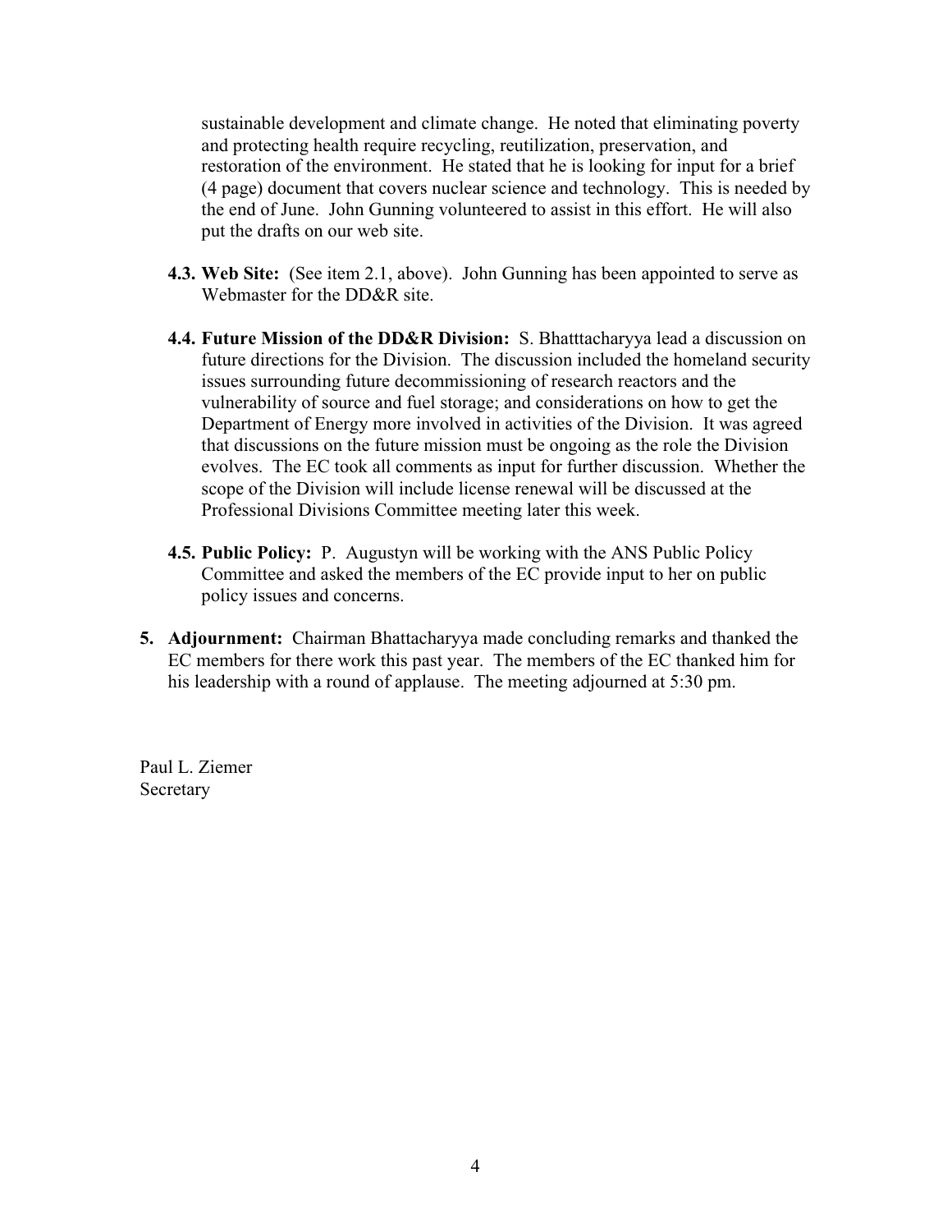sustainable development and climate change. He noted that eliminating poverty and protecting health require recycling, reutilization, preservation, and restoration of the environment. He stated that he is looking for input for a brief (4 page) document that covers nuclear science and technology. This is needed by the end of June. John Gunning volunteered to assist in this effort. He will also put the drafts on our web site.

**4.3. Web Site:** (See item 2.1, above). John Gunning has been appointed to serve as Webmaster for the DD&R site.

**4.4. Future Mission of the DD&R Division:** S. Bhatttacharyya lead a discussion on future directions for the Division. The discussion included the homeland security issues surrounding future decommissioning of research reactors and the vulnerability of source and fuel storage; and considerations on how to get the Department of Energy more involved in activities of the Division. It was agreed that discussions on the future mission must be ongoing as the role the Division evolves. The EC took all comments as input for further discussion. Whether the scope of the Division will include license renewal will be discussed at the Professional Divisions Committee meeting later this week.

**4.5. Public Policy:** P. Augustyn will be working with the ANS Public Policy Committee and asked the members of the EC provide input to her on public policy issues and concerns.

**5. Adjournment:** Chairman Bhattacharyya made concluding remarks and thanked the EC members for there work this past year. The members of the EC thanked him for his leadership with a round of applause. The meeting adjourned at 5:30 pm.

Paul L. Ziemer
Secretary